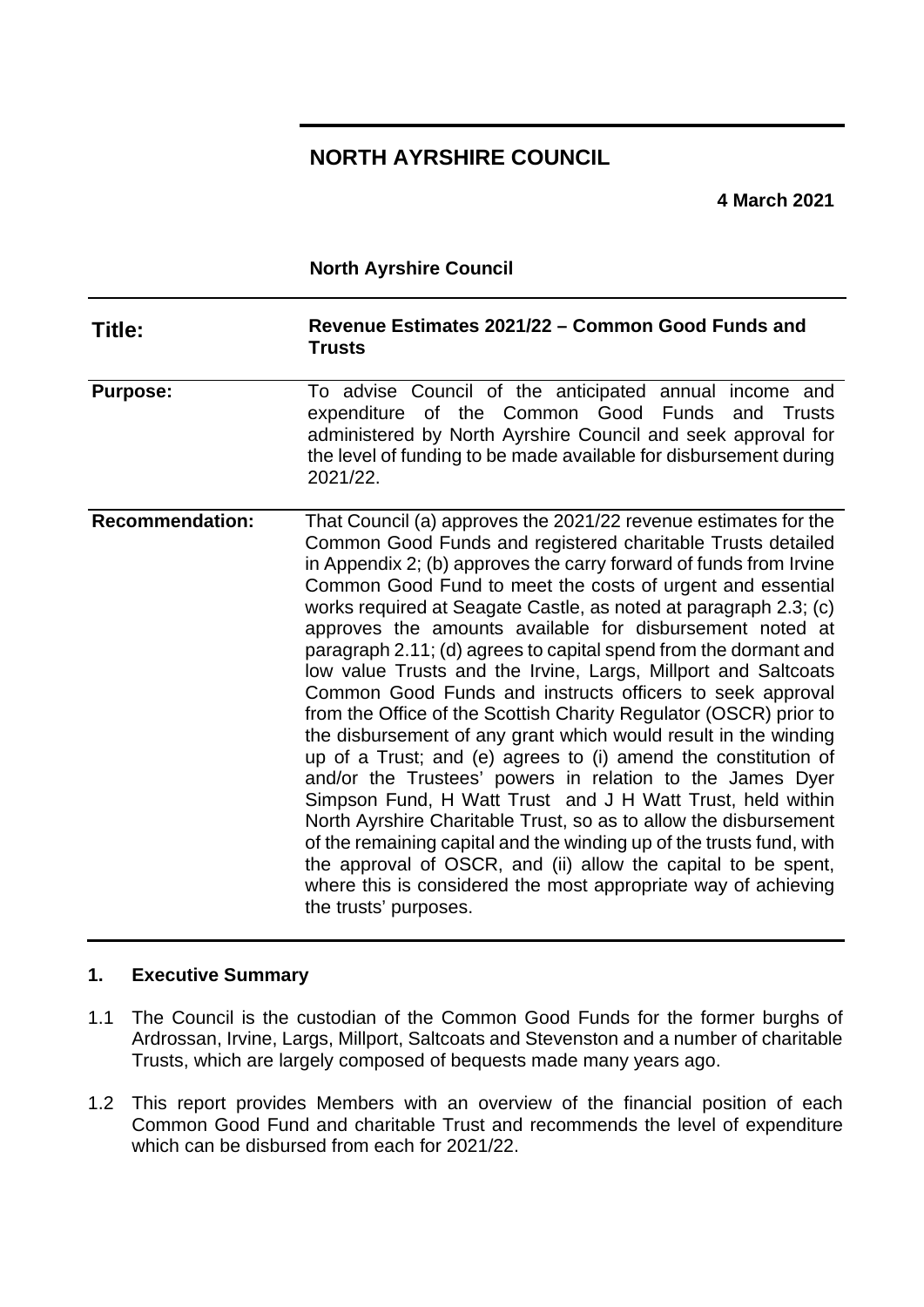# NORTH AYRSHIRE COUNCIL

**4 March 2021**

**North Ayrshire Council**

| | |
|---|---|
| **Title:** | **Revenue Estimates 2021/22 – Common Good Funds and Trusts** |
| **Purpose:** | To advise Council of the anticipated annual income and expenditure of the Common Good Funds and Trusts administered by North Ayrshire Council and seek approval for the level of funding to be made available for disbursement during 2021/22. |
| **Recommendation:** | That Council (a) approves the 2021/22 revenue estimates for the Common Good Funds and registered charitable Trusts detailed in Appendix 2; (b) approves the carry forward of funds from Irvine Common Good Fund to meet the costs of urgent and essential works required at Seagate Castle, as noted at paragraph 2.3; (c) approves the amounts available for disbursement noted at paragraph 2.11; (d) agrees to capital spend from the dormant and low value Trusts and the Irvine, Largs, Millport and Saltcoats Common Good Funds and instructs officers to seek approval from the Office of the Scottish Charity Regulator (OSCR) prior to the disbursement of any grant which would result in the winding up of a Trust; and (e) agrees to (i) amend the constitution of and/or the Trustees' powers in relation to the James Dyer Simpson Fund, H Watt Trust and J H Watt Trust, held within North Ayrshire Charitable Trust, so as to allow the disbursement of the remaining capital and the winding up of the trusts fund, with the approval of OSCR, and (ii) allow the capital to be spent, where this is considered the most appropriate way of achieving the trusts' purposes. |

## 1. Executive Summary

1.1 The Council is the custodian of the Common Good Funds for the former burghs of Ardrossan, Irvine, Largs, Millport, Saltcoats and Stevenston and a number of charitable Trusts, which are largely composed of bequests made many years ago.

1.2 This report provides Members with an overview of the financial position of each Common Good Fund and charitable Trust and recommends the level of expenditure which can be disbursed from each for 2021/22.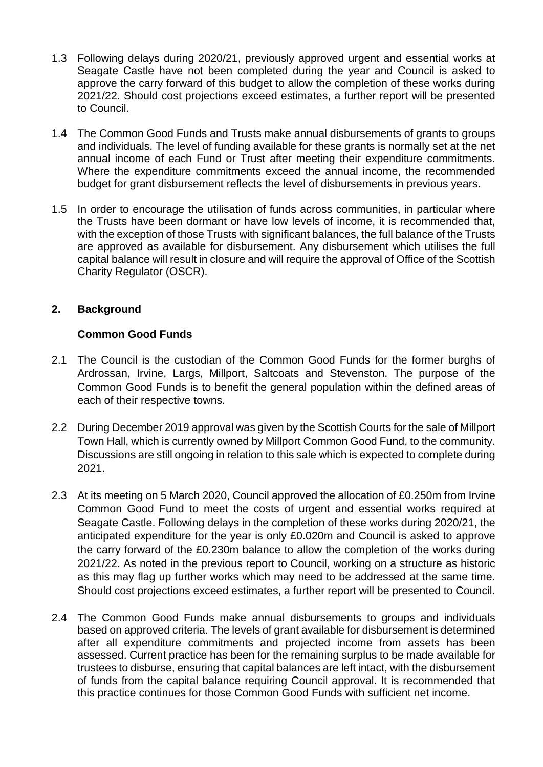1.3 Following delays during 2020/21, previously approved urgent and essential works at Seagate Castle have not been completed during the year and Council is asked to approve the carry forward of this budget to allow the completion of these works during 2021/22. Should cost projections exceed estimates, a further report will be presented to Council.

1.4 The Common Good Funds and Trusts make annual disbursements of grants to groups and individuals. The level of funding available for these grants is normally set at the net annual income of each Fund or Trust after meeting their expenditure commitments. Where the expenditure commitments exceed the annual income, the recommended budget for grant disbursement reflects the level of disbursements in previous years.

1.5 In order to encourage the utilisation of funds across communities, in particular where the Trusts have been dormant or have low levels of income, it is recommended that, with the exception of those Trusts with significant balances, the full balance of the Trusts are approved as available for disbursement. Any disbursement which utilises the full capital balance will result in closure and will require the approval of Office of the Scottish Charity Regulator (OSCR).

## 2. Background

### Common Good Funds

2.1 The Council is the custodian of the Common Good Funds for the former burghs of Ardrossan, Irvine, Largs, Millport, Saltcoats and Stevenston. The purpose of the Common Good Funds is to benefit the general population within the defined areas of each of their respective towns.

2.2 During December 2019 approval was given by the Scottish Courts for the sale of Millport Town Hall, which is currently owned by Millport Common Good Fund, to the community. Discussions are still ongoing in relation to this sale which is expected to complete during 2021.

2.3 At its meeting on 5 March 2020, Council approved the allocation of £0.250m from Irvine Common Good Fund to meet the costs of urgent and essential works required at Seagate Castle. Following delays in the completion of these works during 2020/21, the anticipated expenditure for the year is only £0.020m and Council is asked to approve the carry forward of the £0.230m balance to allow the completion of the works during 2021/22. As noted in the previous report to Council, working on a structure as historic as this may flag up further works which may need to be addressed at the same time. Should cost projections exceed estimates, a further report will be presented to Council.

2.4 The Common Good Funds make annual disbursements to groups and individuals based on approved criteria. The levels of grant available for disbursement is determined after all expenditure commitments and projected income from assets has been assessed. Current practice has been for the remaining surplus to be made available for trustees to disburse, ensuring that capital balances are left intact, with the disbursement of funds from the capital balance requiring Council approval. It is recommended that this practice continues for those Common Good Funds with sufficient net income.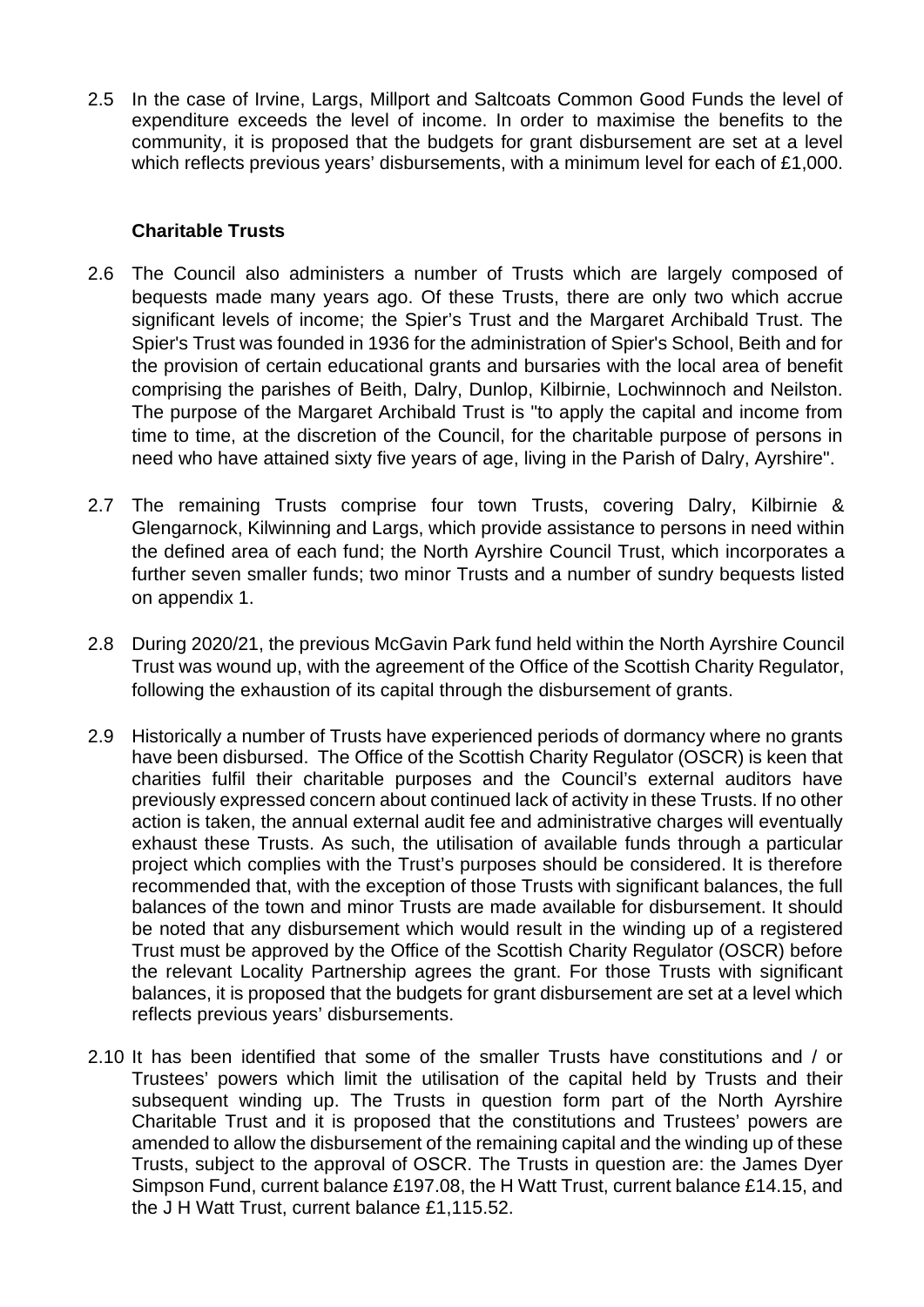2.5 In the case of Irvine, Largs, Millport and Saltcoats Common Good Funds the level of expenditure exceeds the level of income. In order to maximise the benefits to the community, it is proposed that the budgets for grant disbursement are set at a level which reflects previous years' disbursements, with a minimum level for each of £1,000.

**Charitable Trusts**

2.6 The Council also administers a number of Trusts which are largely composed of bequests made many years ago. Of these Trusts, there are only two which accrue significant levels of income; the Spier's Trust and the Margaret Archibald Trust. The Spier's Trust was founded in 1936 for the administration of Spier's School, Beith and for the provision of certain educational grants and bursaries with the local area of benefit comprising the parishes of Beith, Dalry, Dunlop, Kilbirnie, Lochwinnoch and Neilston. The purpose of the Margaret Archibald Trust is "to apply the capital and income from time to time, at the discretion of the Council, for the charitable purpose of persons in need who have attained sixty five years of age, living in the Parish of Dalry, Ayrshire".

2.7 The remaining Trusts comprise four town Trusts, covering Dalry, Kilbirnie & Glengarnock, Kilwinning and Largs, which provide assistance to persons in need within the defined area of each fund; the North Ayrshire Council Trust, which incorporates a further seven smaller funds; two minor Trusts and a number of sundry bequests listed on appendix 1.

2.8 During 2020/21, the previous McGavin Park fund held within the North Ayrshire Council Trust was wound up, with the agreement of the Office of the Scottish Charity Regulator, following the exhaustion of its capital through the disbursement of grants.

2.9 Historically a number of Trusts have experienced periods of dormancy where no grants have been disbursed. The Office of the Scottish Charity Regulator (OSCR) is keen that charities fulfil their charitable purposes and the Council's external auditors have previously expressed concern about continued lack of activity in these Trusts. If no other action is taken, the annual external audit fee and administrative charges will eventually exhaust these Trusts. As such, the utilisation of available funds through a particular project which complies with the Trust's purposes should be considered. It is therefore recommended that, with the exception of those Trusts with significant balances, the full balances of the town and minor Trusts are made available for disbursement. It should be noted that any disbursement which would result in the winding up of a registered Trust must be approved by the Office of the Scottish Charity Regulator (OSCR) before the relevant Locality Partnership agrees the grant. For those Trusts with significant balances, it is proposed that the budgets for grant disbursement are set at a level which reflects previous years' disbursements.

2.10 It has been identified that some of the smaller Trusts have constitutions and / or Trustees' powers which limit the utilisation of the capital held by Trusts and their subsequent winding up. The Trusts in question form part of the North Ayrshire Charitable Trust and it is proposed that the constitutions and Trustees' powers are amended to allow the disbursement of the remaining capital and the winding up of these Trusts, subject to the approval of OSCR. The Trusts in question are: the James Dyer Simpson Fund, current balance £197.08, the H Watt Trust, current balance £14.15, and the J H Watt Trust, current balance £1,115.52.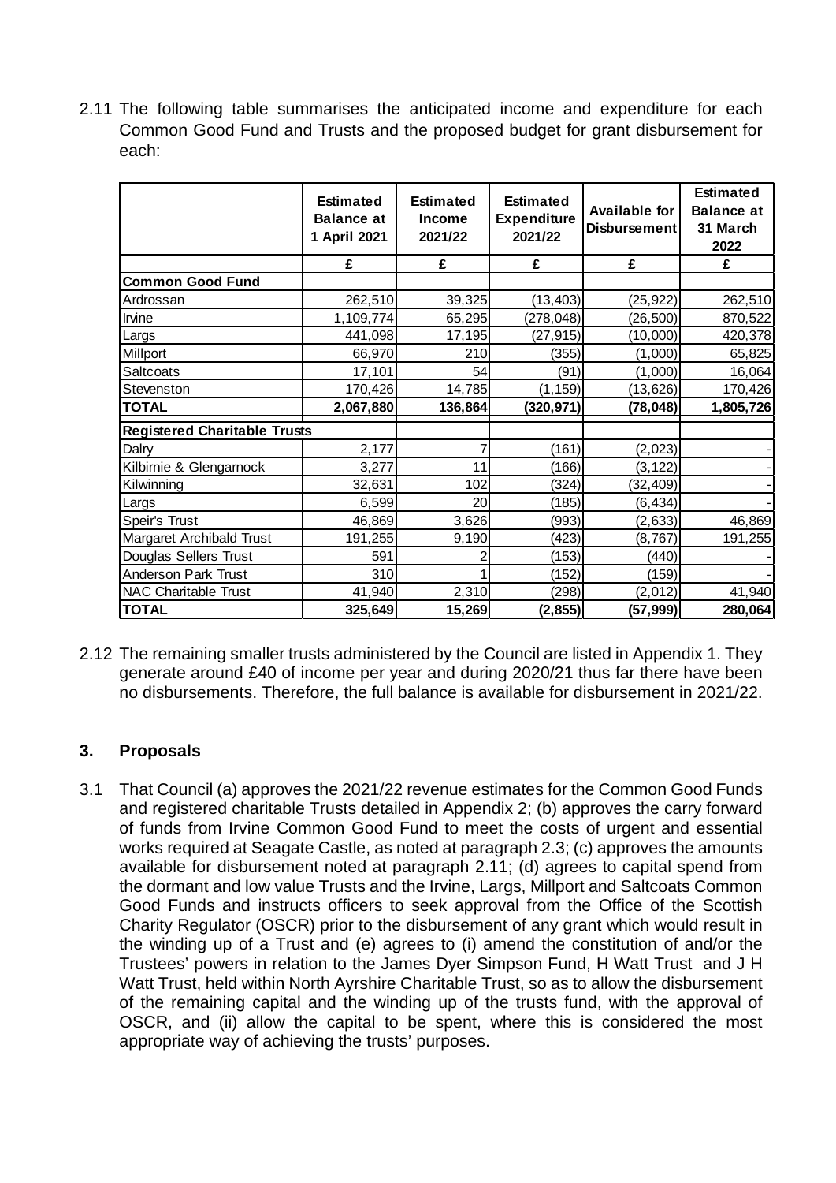2.11 The following table summarises the anticipated income and expenditure for each Common Good Fund and Trusts and the proposed budget for grant disbursement for each:

| | Estimated Balance at 1 April 2021 | Estimated Income 2021/22 | Estimated Expenditure 2021/22 | Available for Disbursement | Estimated Balance at 31 March 2022 |
|---|---|---|---|---|---|
| | £ | £ | £ | £ | £ |
| **Common Good Fund** | | | | | |
| Ardrossan | 262,510 | 39,325 | (13,403) | (25,922) | 262,510 |
| Irvine | 1,109,774 | 65,295 | (278,048) | (26,500) | 870,522 |
| Largs | 441,098 | 17,195 | (27,915) | (10,000) | 420,378 |
| Millport | 66,970 | 210 | (355) | (1,000) | 65,825 |
| Saltcoats | 17,101 | 54 | (91) | (1,000) | 16,064 |
| Stevenston | 170,426 | 14,785 | (1,159) | (13,626) | 170,426 |
| **TOTAL** | **2,067,880** | **136,864** | **(320,971)** | **(78,048)** | **1,805,726** |
| **Registered Charitable Trusts** | | | | | |
| Dalry | 2,177 | 7 | (161) | (2,023) | - |
| Kilbirnie & Glengarnock | 3,277 | 11 | (166) | (3,122) | - |
| Kilwinning | 32,631 | 102 | (324) | (32,409) | - |
| Largs | 6,599 | 20 | (185) | (6,434) | - |
| Speir's Trust | 46,869 | 3,626 | (993) | (2,633) | 46,869 |
| Margaret Archibald Trust | 191,255 | 9,190 | (423) | (8,767) | 191,255 |
| Douglas Sellers Trust | 591 | 2 | (153) | (440) | - |
| Anderson Park Trust | 310 | 1 | (152) | (159) | - |
| NAC Charitable Trust | 41,940 | 2,310 | (298) | (2,012) | 41,940 |
| **TOTAL** | **325,649** | **15,269** | **(2,855)** | **(57,999)** | **280,064** |

2.12 The remaining smaller trusts administered by the Council are listed in Appendix 1. They generate around £40 of income per year and during 2020/21 thus far there have been no disbursements. Therefore, the full balance is available for disbursement in 2021/22.

## 3. Proposals

3.1 That Council (a) approves the 2021/22 revenue estimates for the Common Good Funds and registered charitable Trusts detailed in Appendix 2; (b) approves the carry forward of funds from Irvine Common Good Fund to meet the costs of urgent and essential works required at Seagate Castle, as noted at paragraph 2.3; (c) approves the amounts available for disbursement noted at paragraph 2.11; (d) agrees to capital spend from the dormant and low value Trusts and the Irvine, Largs, Millport and Saltcoats Common Good Funds and instructs officers to seek approval from the Office of the Scottish Charity Regulator (OSCR) prior to the disbursement of any grant which would result in the winding up of a Trust and (e) agrees to (i) amend the constitution of and/or the Trustees' powers in relation to the James Dyer Simpson Fund, H Watt Trust and J H Watt Trust, held within North Ayrshire Charitable Trust, so as to allow the disbursement of the remaining capital and the winding up of the trusts fund, with the approval of OSCR, and (ii) allow the capital to be spent, where this is considered the most appropriate way of achieving the trusts' purposes.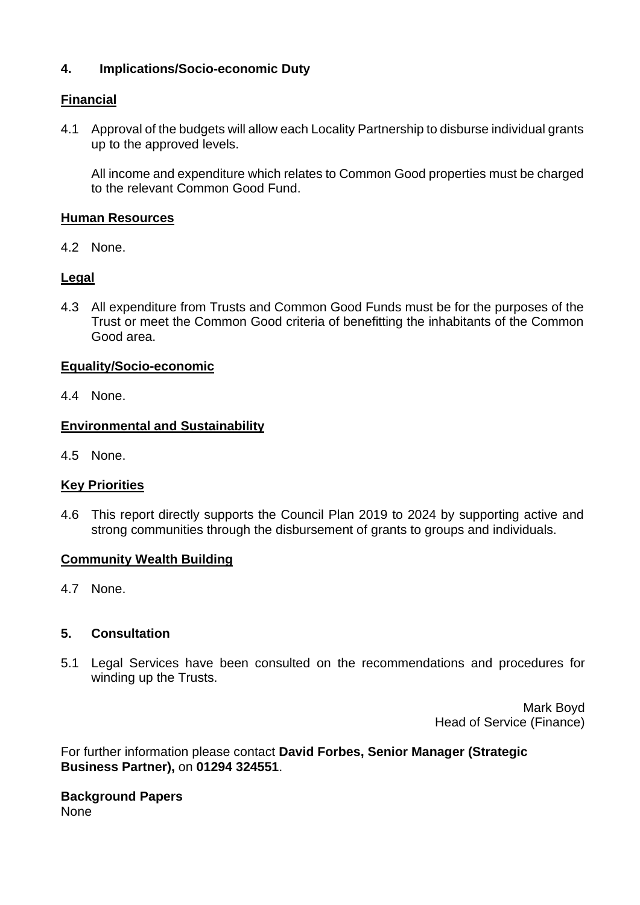## 4. Implications/Socio-economic Duty

**Financial**

4.1 Approval of the budgets will allow each Locality Partnership to disburse individual grants up to the approved levels.

All income and expenditure which relates to Common Good properties must be charged to the relevant Common Good Fund.

**Human Resources**

4.2 None.

**Legal**

4.3 All expenditure from Trusts and Common Good Funds must be for the purposes of the Trust or meet the Common Good criteria of benefitting the inhabitants of the Common Good area.

**Equality/Socio-economic**

4.4 None.

**Environmental and Sustainability**

4.5 None.

**Key Priorities**

4.6 This report directly supports the Council Plan 2019 to 2024 by supporting active and strong communities through the disbursement of grants to groups and individuals.

**Community Wealth Building**

4.7 None.

## 5. Consultation

5.1 Legal Services have been consulted on the recommendations and procedures for winding up the Trusts.

Mark Boyd
Head of Service (Finance)

For further information please contact **David Forbes, Senior Manager (Strategic Business Partner),** on **01294 324551**.

**Background Papers**
None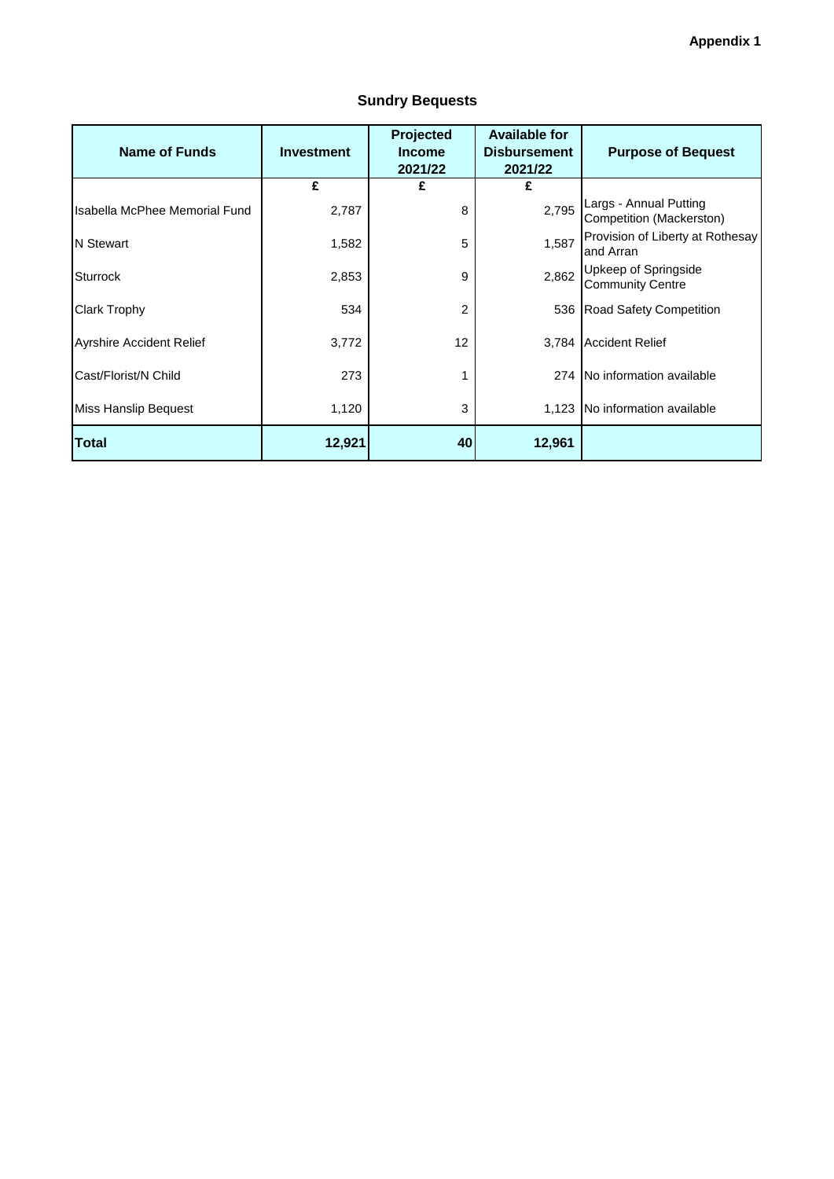**Appendix 1**

## Sundry Bequests

| Name of Funds | Investment | Projected Income 2021/22 | Available for Disbursement 2021/22 | Purpose of Bequest |
|---|---|---|---|---|
| | £ | £ | £ | |
| Isabella McPhee Memorial Fund | 2,787 | 8 | 2,795 | Largs - Annual Putting Competition (Mackerston) |
| N Stewart | 1,582 | 5 | 1,587 | Provision of Liberty at Rothesay and Arran |
| Sturrock | 2,853 | 9 | 2,862 | Upkeep of Springside Community Centre |
| Clark Trophy | 534 | 2 | 536 | Road Safety Competition |
| Ayrshire Accident Relief | 3,772 | 12 | 3,784 | Accident Relief |
| Cast/Florist/N Child | 273 | 1 | 274 | No information available |
| Miss Hanslip Bequest | 1,120 | 3 | 1,123 | No information available |
| **Total** | **12,921** | **40** | **12,961** | |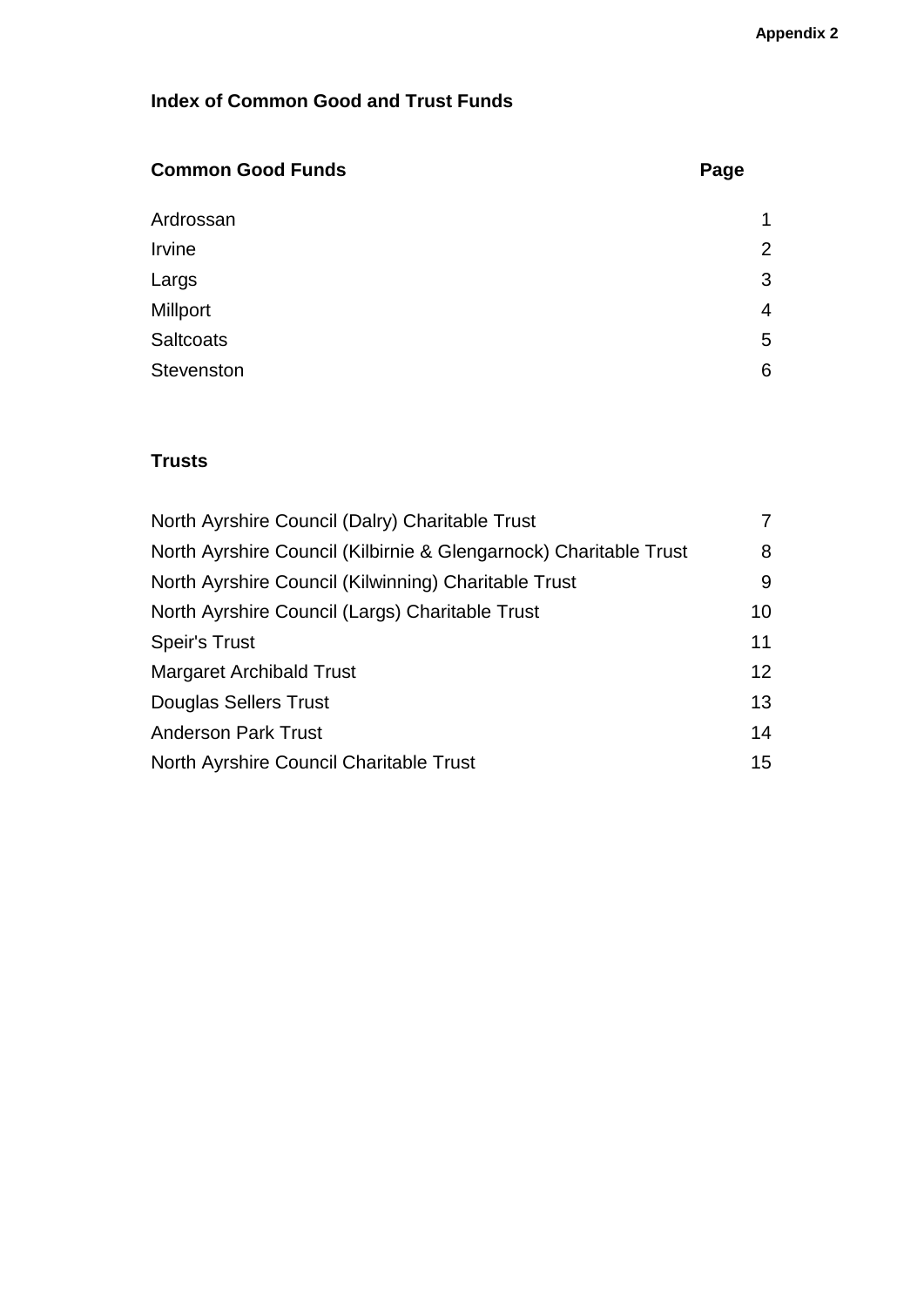Appendix 2

# Index of Common Good and Trust Funds

| Common Good Funds | Page |
| --- | --- |
| Ardrossan | 1 |
| Irvine | 2 |
| Largs | 3 |
| Millport | 4 |
| Saltcoats | 5 |
| Stevenston | 6 |

| Trusts | |
| --- | --- |
| North Ayrshire Council (Dalry) Charitable Trust | 7 |
| North Ayrshire Council (Kilbirnie & Glengarnock) Charitable Trust | 8 |
| North Ayrshire Council (Kilwinning) Charitable Trust | 9 |
| North Ayrshire Council (Largs) Charitable Trust | 10 |
| Speir's Trust | 11 |
| Margaret Archibald Trust | 12 |
| Douglas Sellers Trust | 13 |
| Anderson Park Trust | 14 |
| North Ayrshire Council Charitable Trust | 15 |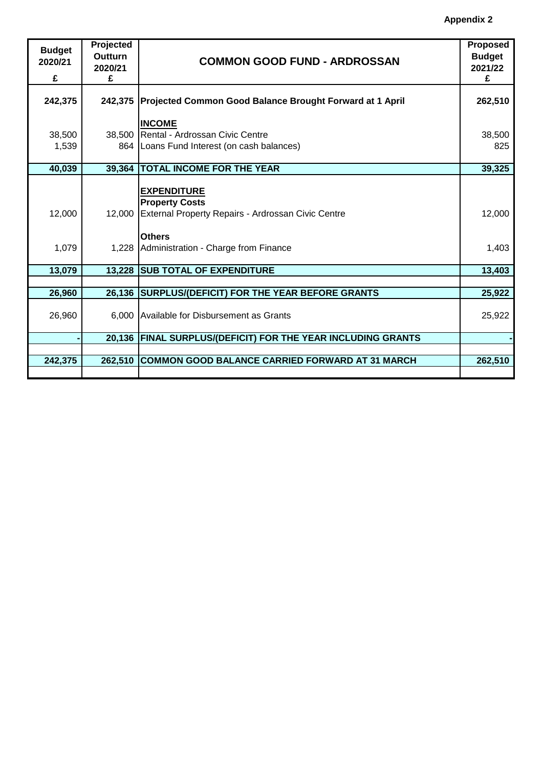**Appendix 2**

| Budget 2020/21 £ | Projected Outturn 2020/21 £ | COMMON GOOD FUND - ARDROSSAN | Proposed Budget 2021/22 £ |
|---|---|---|---|
| **242,375** | **242,375** | **Projected Common Good Balance Brought Forward at 1 April** | **262,510** |
| | | **INCOME** | |
| 38,500 | 38,500 | Rental - Ardrossan Civic Centre | 38,500 |
| 1,539 | 864 | Loans Fund Interest (on cash balances) | 825 |
| **40,039** | **39,364** | **TOTAL INCOME FOR THE YEAR** | **39,325** |
| | | **EXPENDITURE** | |
| | | **Property Costs** | |
| 12,000 | 12,000 | External Property Repairs - Ardrossan Civic Centre | 12,000 |
| | | **Others** | |
| 1,079 | 1,228 | Administration - Charge from Finance | 1,403 |
| **13,079** | **13,228** | **SUB TOTAL OF EXPENDITURE** | **13,403** |
| **26,960** | **26,136** | **SURPLUS/(DEFICIT) FOR THE YEAR BEFORE GRANTS** | **25,922** |
| 26,960 | 6,000 | Available for Disbursement as Grants | 25,922 |
| **-** | **20,136** | **FINAL SURPLUS/(DEFICIT) FOR THE YEAR INCLUDING GRANTS** | **-** |
| **242,375** | **262,510** | **COMMON GOOD BALANCE CARRIED FORWARD AT 31 MARCH** | **262,510** |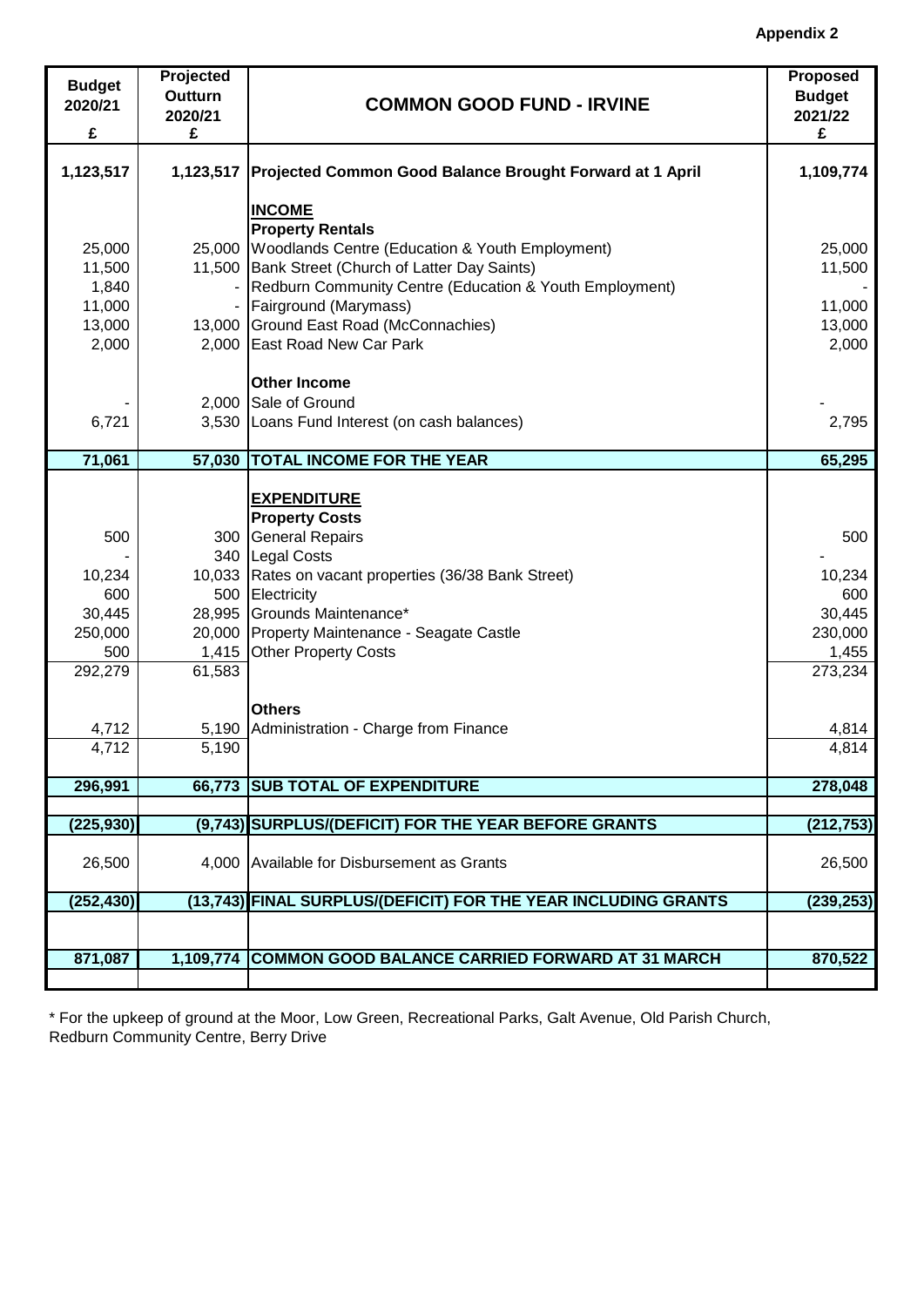**Appendix 2**

| Budget 2020/21 £ | Projected Outturn 2020/21 £ | COMMON GOOD FUND - IRVINE | Proposed Budget 2021/22 £ |
|---|---|---|---|
| **1,123,517** | **1,123,517** | **Projected Common Good Balance Brought Forward at 1 April** | **1,109,774** |
| | | **INCOME** | |
| | | **Property Rentals** | |
| 25,000 | 25,000 | Woodlands Centre (Education & Youth Employment) | 25,000 |
| 11,500 | 11,500 | Bank Street (Church of Latter Day Saints) | 11,500 |
| 1,840 | - | Redburn Community Centre (Education & Youth Employment) | - |
| 11,000 | - | Fairground (Marymass) | 11,000 |
| 13,000 | 13,000 | Ground East Road (McConnachies) | 13,000 |
| 2,000 | 2,000 | East Road New Car Park | 2,000 |
| | | **Other Income** | |
| - | 2,000 | Sale of Ground | - |
| 6,721 | 3,530 | Loans Fund Interest (on cash balances) | 2,795 |
| **71,061** | **57,030** | **TOTAL INCOME FOR THE YEAR** | **65,295** |
| | | **EXPENDITURE** | |
| | | **Property Costs** | |
| 500 | 300 | General Repairs | 500 |
| - | 340 | Legal Costs | - |
| 10,234 | 10,033 | Rates on vacant properties (36/38 Bank Street) | 10,234 |
| 600 | 500 | Electricity | 600 |
| 30,445 | 28,995 | Grounds Maintenance* | 30,445 |
| 250,000 | 20,000 | Property Maintenance - Seagate Castle | 230,000 |
| 500 | 1,415 | Other Property Costs | 1,455 |
| 292,279 | 61,583 | | 273,234 |
| | | **Others** | |
| 4,712 | 5,190 | Administration - Charge from Finance | 4,814 |
| 4,712 | 5,190 | | 4,814 |
| **296,991** | **66,773** | **SUB TOTAL OF EXPENDITURE** | **278,048** |
| **(225,930)** | **(9,743)** | **SURPLUS/(DEFICIT) FOR THE YEAR BEFORE GRANTS** | **(212,753)** |
| 26,500 | 4,000 | Available for Disbursement as Grants | 26,500 |
| **(252,430)** | **(13,743)** | **FINAL SURPLUS/(DEFICIT) FOR THE YEAR INCLUDING GRANTS** | **(239,253)** |
| **871,087** | **1,109,774** | **COMMON GOOD BALANCE CARRIED FORWARD AT 31 MARCH** | **870,522** |

\* For the upkeep of ground at the Moor, Low Green, Recreational Parks, Galt Avenue, Old Parish Church, Redburn Community Centre, Berry Drive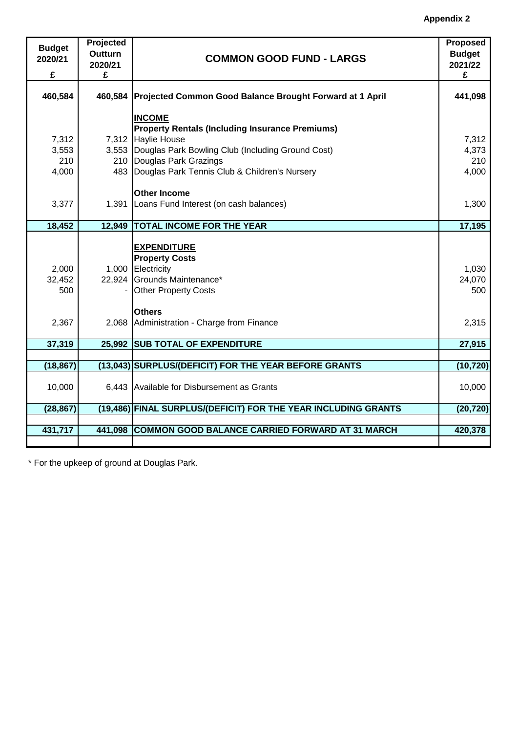**Appendix 2**

| Budget 2020/21 £ | Projected Outturn 2020/21 £ | COMMON GOOD FUND - LARGS | Proposed Budget 2021/22 £ |
|---|---|---|---|
| 460,584 | 460,584 | **Projected Common Good Balance Brought Forward at 1 April** | 441,098 |
| | | **INCOME** | |
| | | **Property Rentals (Including Insurance Premiums)** | |
| 7,312 | 7,312 | Haylie House | 7,312 |
| 3,553 | 3,553 | Douglas Park Bowling Club (Including Ground Cost) | 4,373 |
| 210 | 210 | Douglas Park Grazings | 210 |
| 4,000 | 483 | Douglas Park Tennis Club & Children's Nursery | 4,000 |
| | | **Other Income** | |
| 3,377 | 1,391 | Loans Fund Interest (on cash balances) | 1,300 |
| **18,452** | **12,949** | **TOTAL INCOME FOR THE YEAR** | **17,195** |
| | | **EXPENDITURE** | |
| | | **Property Costs** | |
| 2,000 | 1,000 | Electricity | 1,030 |
| 32,452 | 22,924 | Grounds Maintenance* | 24,070 |
| 500 | - | Other Property Costs | 500 |
| | | **Others** | |
| 2,367 | 2,068 | Administration - Charge from Finance | 2,315 |
| **37,319** | **25,992** | **SUB TOTAL OF EXPENDITURE** | **27,915** |
| **(18,867)** | **(13,043)** | **SURPLUS/(DEFICIT) FOR THE YEAR BEFORE GRANTS** | **(10,720)** |
| 10,000 | 6,443 | Available for Disbursement as Grants | 10,000 |
| **(28,867)** | **(19,486)** | **FINAL SURPLUS/(DEFICIT) FOR THE YEAR INCLUDING GRANTS** | **(20,720)** |
| **431,717** | **441,098** | **COMMON GOOD BALANCE CARRIED FORWARD AT 31 MARCH** | **420,378** |

* For the upkeep of ground at Douglas Park.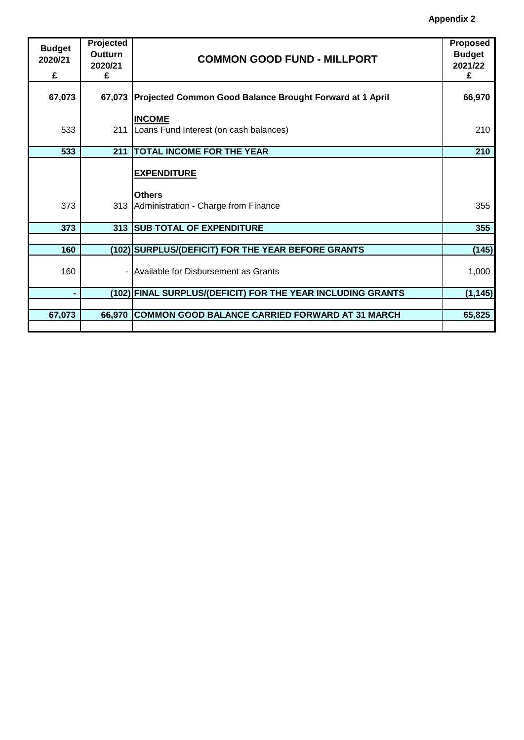**Appendix 2**

| Budget 2020/21 £ | Projected Outturn 2020/21 £ | COMMON GOOD FUND - MILLPORT | Proposed Budget 2021/22 £ |
|---|---|---|---|
| **67,073** | **67,073** | **Projected Common Good Balance Brought Forward at 1 April** | **66,970** |
| | | **INCOME** | |
| 533 | 211 | Loans Fund Interest (on cash balances) | 210 |
| **533** | **211** | **TOTAL INCOME FOR THE YEAR** | **210** |
| | | **EXPENDITURE** | |
| | | **Others** | |
| 373 | 313 | Administration - Charge from Finance | 355 |
| **373** | **313** | **SUB TOTAL OF EXPENDITURE** | **355** |
| | | | |
| **160** | **(102)** | **SURPLUS/(DEFICIT) FOR THE YEAR BEFORE GRANTS** | **(145)** |
| 160 | - | Available for Disbursement as Grants | 1,000 |
| **-** | **(102)** | **FINAL SURPLUS/(DEFICIT) FOR THE YEAR INCLUDING GRANTS** | **(1,145)** |
| | | | |
| **67,073** | **66,970** | **COMMON GOOD BALANCE CARRIED FORWARD AT 31 MARCH** | **65,825** |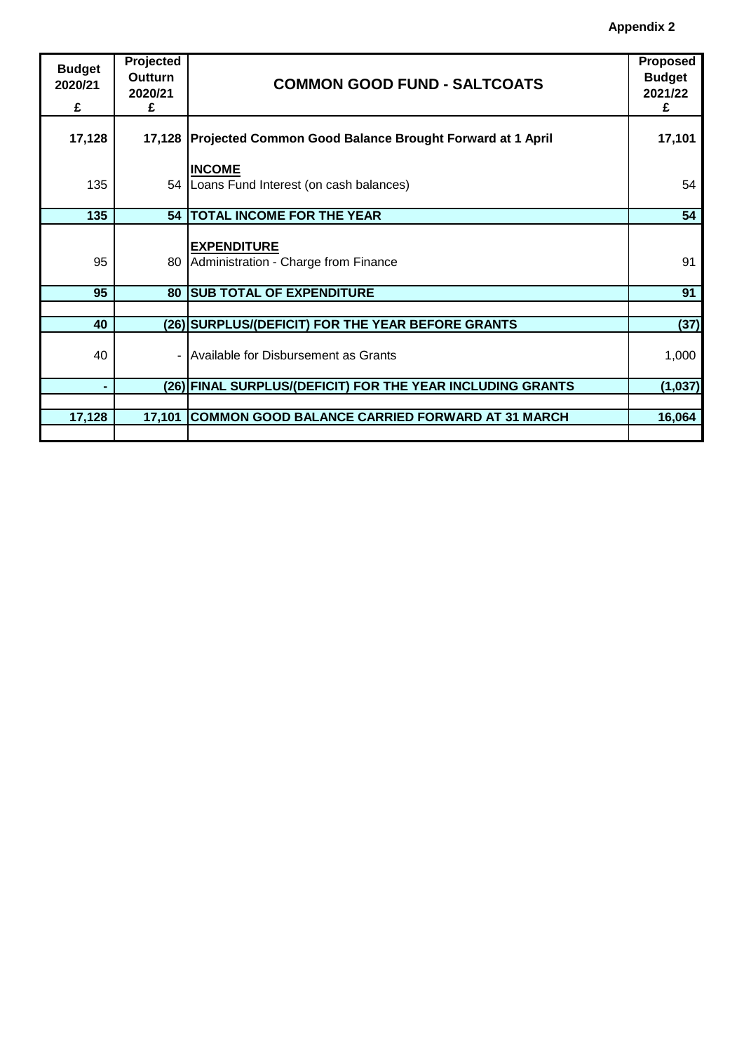**Appendix 2**

| Budget 2020/21 £ | Projected Outturn 2020/21 £ | COMMON GOOD FUND - SALTCOATS | Proposed Budget 2021/22 £ |
|---|---|---|---|
| **17,128** | **17,128** | **Projected Common Good Balance Brought Forward at 1 April** | **17,101** |
| | | **INCOME** | |
| 135 | 54 | Loans Fund Interest (on cash balances) | 54 |
| **135** | **54** | **TOTAL INCOME FOR THE YEAR** | **54** |
| | | **EXPENDITURE** | |
| 95 | 80 | Administration - Charge from Finance | 91 |
| **95** | **80** | **SUB TOTAL OF EXPENDITURE** | **91** |
| | | | |
| **40** | **(26)** | **SURPLUS/(DEFICIT) FOR THE YEAR BEFORE GRANTS** | **(37)** |
| 40 | - | Available for Disbursement as Grants | 1,000 |
| **-** | **(26)** | **FINAL SURPLUS/(DEFICIT) FOR THE YEAR INCLUDING GRANTS** | **(1,037)** |
| | | | |
| **17,128** | **17,101** | **COMMON GOOD BALANCE CARRIED FORWARD AT 31 MARCH** | **16,064** |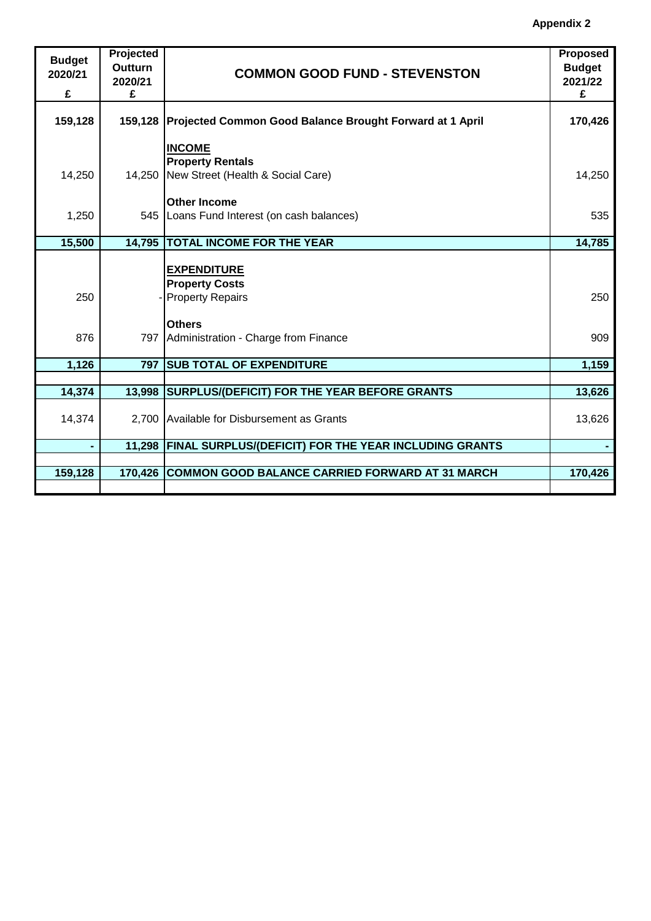**Appendix 2**

| Budget 2020/21 £ | Projected Outturn 2020/21 £ | COMMON GOOD FUND - STEVENSTON | Proposed Budget 2021/22 £ |
|---|---|---|---|
| **159,128** | **159,128** | **Projected Common Good Balance Brought Forward at 1 April** | **170,426** |
| | | **INCOME** | |
| | | **Property Rentals** | |
| 14,250 | 14,250 | New Street (Health & Social Care) | 14,250 |
| | | **Other Income** | |
| 1,250 | 545 | Loans Fund Interest (on cash balances) | 535 |
| **15,500** | **14,795** | **TOTAL INCOME FOR THE YEAR** | **14,785** |
| | | **EXPENDITURE** | |
| | | **Property Costs** | |
| 250 | - | Property Repairs | 250 |
| | | **Others** | |
| 876 | 797 | Administration - Charge from Finance | 909 |
| **1,126** | **797** | **SUB TOTAL OF EXPENDITURE** | **1,159** |
| **14,374** | **13,998** | **SURPLUS/(DEFICIT) FOR THE YEAR BEFORE GRANTS** | **13,626** |
| 14,374 | 2,700 | Available for Disbursement as Grants | 13,626 |
| **-** | **11,298** | **FINAL SURPLUS/(DEFICIT) FOR THE YEAR INCLUDING GRANTS** | **-** |
| **159,128** | **170,426** | **COMMON GOOD BALANCE CARRIED FORWARD AT 31 MARCH** | **170,426** |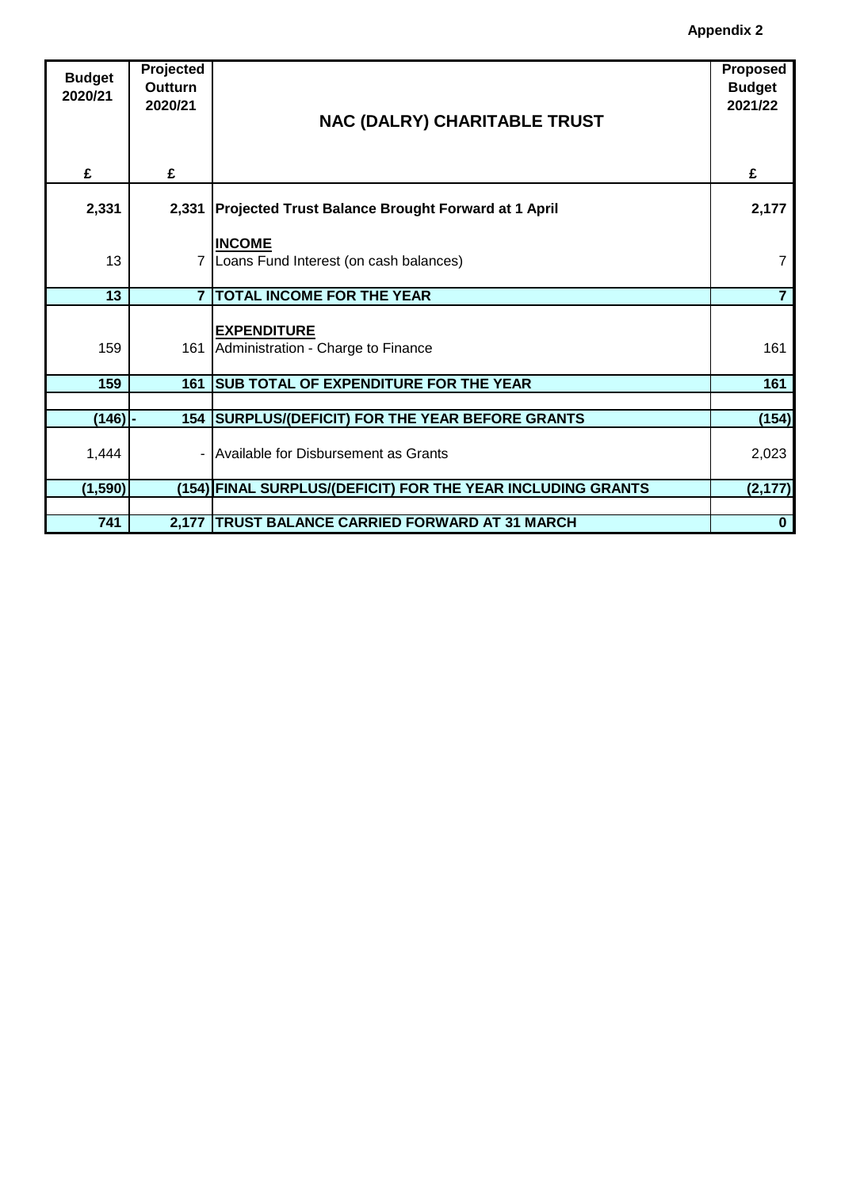**Appendix 2**

| Budget 2020/21 | Projected Outturn 2020/21 | NAC (DALRY) CHARITABLE TRUST | Proposed Budget 2021/22 |
|---|---|---|---|
| £ | £ | | £ |
| **2,331** | **2,331** | **Projected Trust Balance Brought Forward at 1 April** | **2,177** |
| | | **INCOME** | |
| 13 | 7 | Loans Fund Interest (on cash balances) | 7 |
| **13** | **7** | **TOTAL INCOME FOR THE YEAR** | **7** |
| | | **EXPENDITURE** | |
| 159 | 161 | Administration - Charge to Finance | 161 |
| **159** | **161** | **SUB TOTAL OF EXPENDITURE FOR THE YEAR** | **161** |
| | | | |
| **(146)** | **- 154** | **SURPLUS/(DEFICIT) FOR THE YEAR BEFORE GRANTS** | **(154)** |
| 1,444 | - | Available for Disbursement as Grants | 2,023 |
| **(1,590)** | **(154)** | **FINAL SURPLUS/(DEFICIT) FOR THE YEAR INCLUDING GRANTS** | **(2,177)** |
| | | | |
| **741** | **2,177** | **TRUST BALANCE CARRIED FORWARD AT 31 MARCH** | **0** |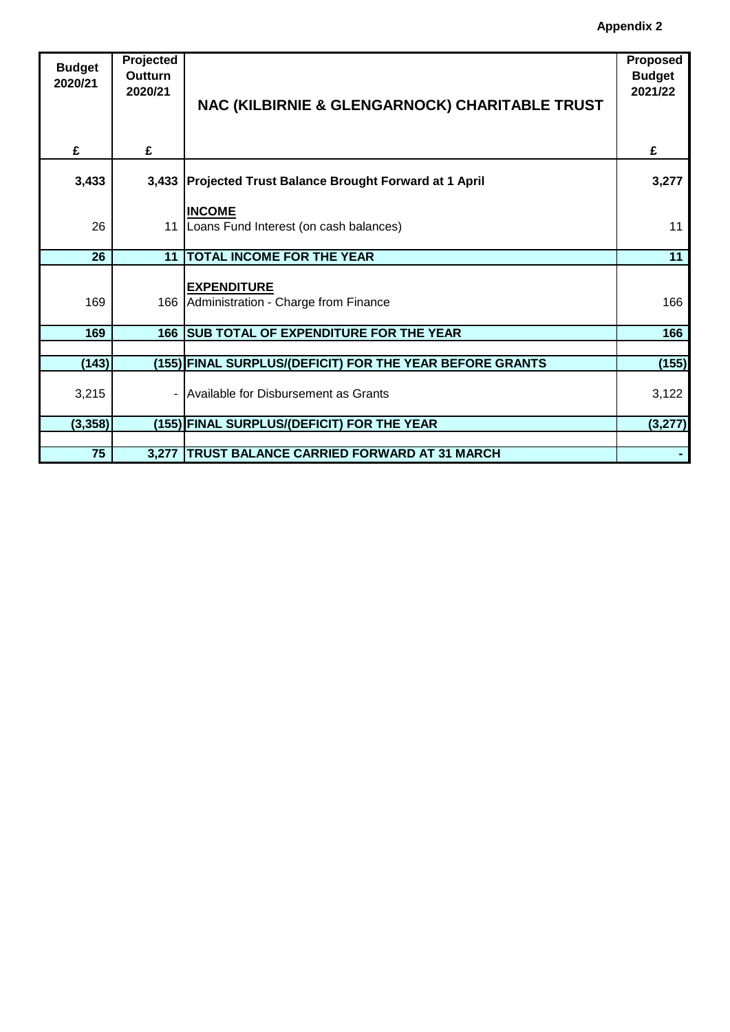**Appendix 2**

| Budget 2020/21 | Projected Outturn 2020/21 | NAC (KILBIRNIE & GLENGARNOCK) CHARITABLE TRUST | Proposed Budget 2021/22 |
|---|---|---|---|
| £ | £ | | £ |
| **3,433** | **3,433** | **Projected Trust Balance Brought Forward at 1 April** | **3,277** |
| | | **INCOME** | |
| 26 | 11 | Loans Fund Interest (on cash balances) | 11 |
| **26** | **11** | **TOTAL INCOME FOR THE YEAR** | **11** |
| | | **EXPENDITURE** | |
| 169 | 166 | Administration - Charge from Finance | 166 |
| **169** | **166** | **SUB TOTAL OF EXPENDITURE FOR THE YEAR** | **166** |
| | | | |
| **(143)** | **(155)** | **FINAL SURPLUS/(DEFICIT) FOR THE YEAR BEFORE GRANTS** | **(155)** |
| 3,215 | - | Available for Disbursement as Grants | 3,122 |
| **(3,358)** | **(155)** | **FINAL SURPLUS/(DEFICIT) FOR THE YEAR** | **(3,277)** |
| | | | |
| **75** | **3,277** | **TRUST BALANCE CARRIED FORWARD AT 31 MARCH** | **-** |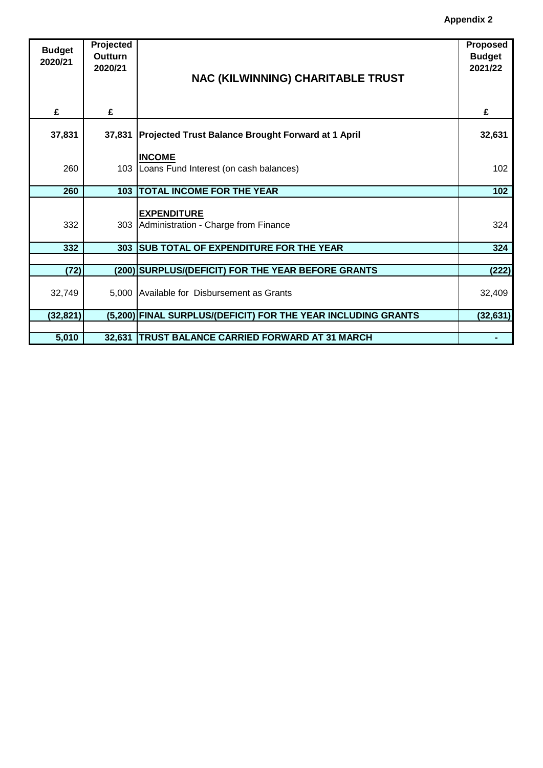**Appendix 2**

| Budget 2020/21 | Projected Outturn 2020/21 | NAC (KILWINNING) CHARITABLE TRUST | Proposed Budget 2021/22 |
|---|---|---|---|
| £ | £ | | £ |
| **37,831** | **37,831** | **Projected Trust Balance Brought Forward at 1 April** | **32,631** |
| | | **INCOME** | |
| 260 | 103 | Loans Fund Interest (on cash balances) | 102 |
| **260** | **103** | **TOTAL INCOME FOR THE YEAR** | **102** |
| | | **EXPENDITURE** | |
| 332 | 303 | Administration - Charge from Finance | 324 |
| **332** | **303** | **SUB TOTAL OF EXPENDITURE FOR THE YEAR** | **324** |
| **(72)** | **(200)** | **SURPLUS/(DEFICIT) FOR THE YEAR BEFORE GRANTS** | **(222)** |
| 32,749 | 5,000 | Available for Disbursement as Grants | 32,409 |
| **(32,821)** | **(5,200)** | **FINAL SURPLUS/(DEFICIT) FOR THE YEAR INCLUDING GRANTS** | **(32,631)** |
| **5,010** | **32,631** | **TRUST BALANCE CARRIED FORWARD AT 31 MARCH** | **-** |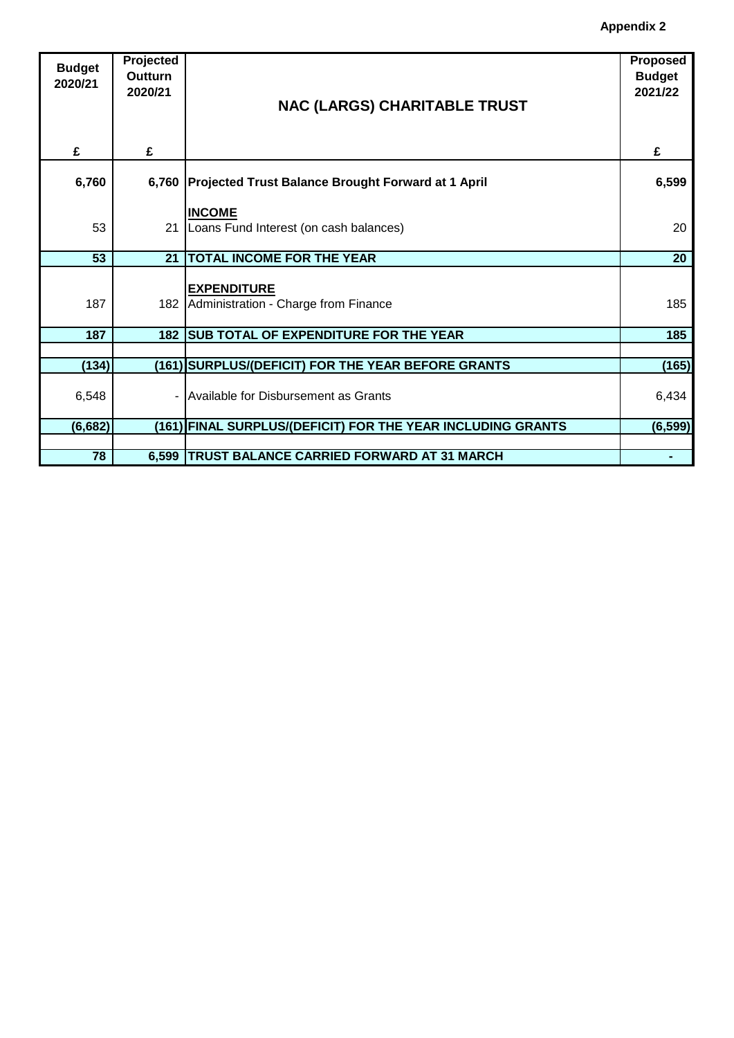**Appendix 2**

| Budget 2020/21 | Projected Outturn 2020/21 | NAC (LARGS) CHARITABLE TRUST | Proposed Budget 2021/22 |
|---|---|---|---|
| £ | £ | | £ |
| **6,760** | **6,760** | **Projected Trust Balance Brought Forward at 1 April** | **6,599** |
| | | **INCOME** | |
| 53 | 21 | Loans Fund Interest (on cash balances) | 20 |
| **53** | **21** | **TOTAL INCOME FOR THE YEAR** | **20** |
| | | **EXPENDITURE** | |
| 187 | 182 | Administration - Charge from Finance | 185 |
| **187** | **182** | **SUB TOTAL OF EXPENDITURE FOR THE YEAR** | **185** |
| **(134)** | **(161)** | **SURPLUS/(DEFICIT) FOR THE YEAR BEFORE GRANTS** | **(165)** |
| 6,548 | - | Available for Disbursement as Grants | 6,434 |
| **(6,682)** | **(161)** | **FINAL SURPLUS/(DEFICIT) FOR THE YEAR INCLUDING GRANTS** | **(6,599)** |
| **78** | **6,599** | **TRUST BALANCE CARRIED FORWARD AT 31 MARCH** | **-** |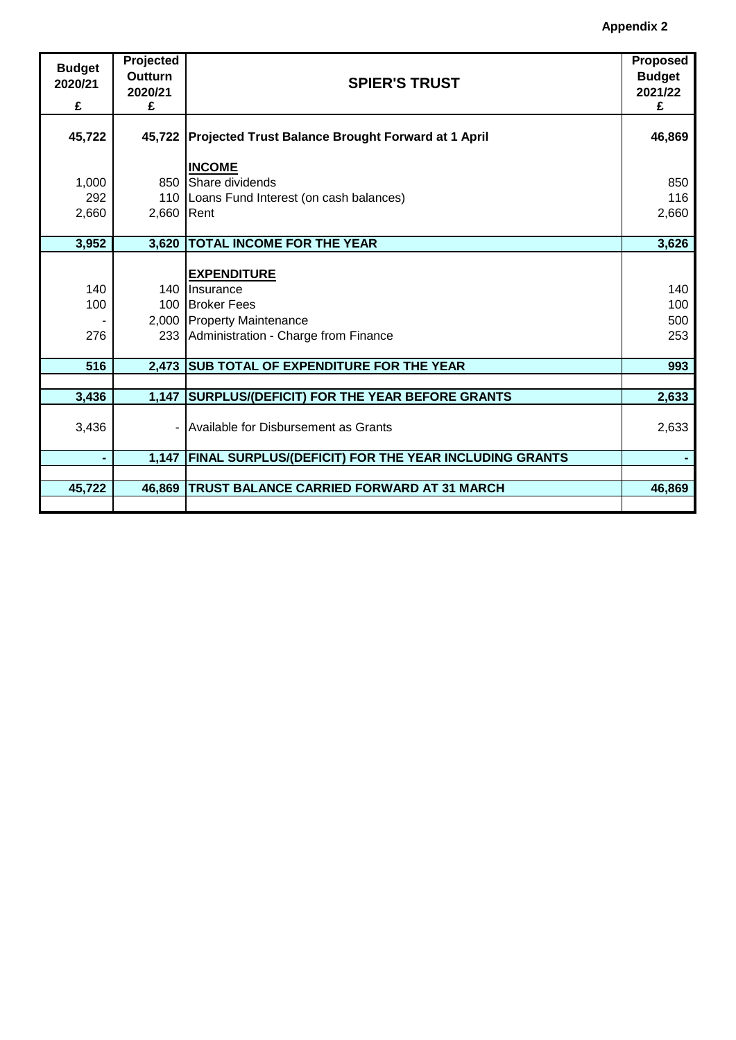**Appendix 2**

| Budget 2020/21 £ | Projected Outturn 2020/21 £ | SPIER'S TRUST | Proposed Budget 2021/22 £ |
|---|---|---|---|
| **45,722** | **45,722** | **Projected Trust Balance Brought Forward at 1 April** | **46,869** |
| | | **INCOME** | |
| 1,000 | 850 | Share dividends | 850 |
| 292 | 110 | Loans Fund Interest (on cash balances) | 116 |
| 2,660 | 2,660 | Rent | 2,660 |
| **3,952** | **3,620** | **TOTAL INCOME FOR THE YEAR** | **3,626** |
| | | **EXPENDITURE** | |
| 140 | 140 | Insurance | 140 |
| 100 | 100 | Broker Fees | 100 |
| - | 2,000 | Property Maintenance | 500 |
| 276 | 233 | Administration - Charge from Finance | 253 |
| **516** | **2,473** | **SUB TOTAL OF EXPENDITURE FOR THE YEAR** | **993** |
| **3,436** | **1,147** | **SURPLUS/(DEFICIT) FOR THE YEAR BEFORE GRANTS** | **2,633** |
| 3,436 | - | Available for Disbursement as Grants | 2,633 |
| **-** | **1,147** | **FINAL SURPLUS/(DEFICIT) FOR THE YEAR INCLUDING GRANTS** | **-** |
| **45,722** | **46,869** | **TRUST BALANCE CARRIED FORWARD AT 31 MARCH** | **46,869** |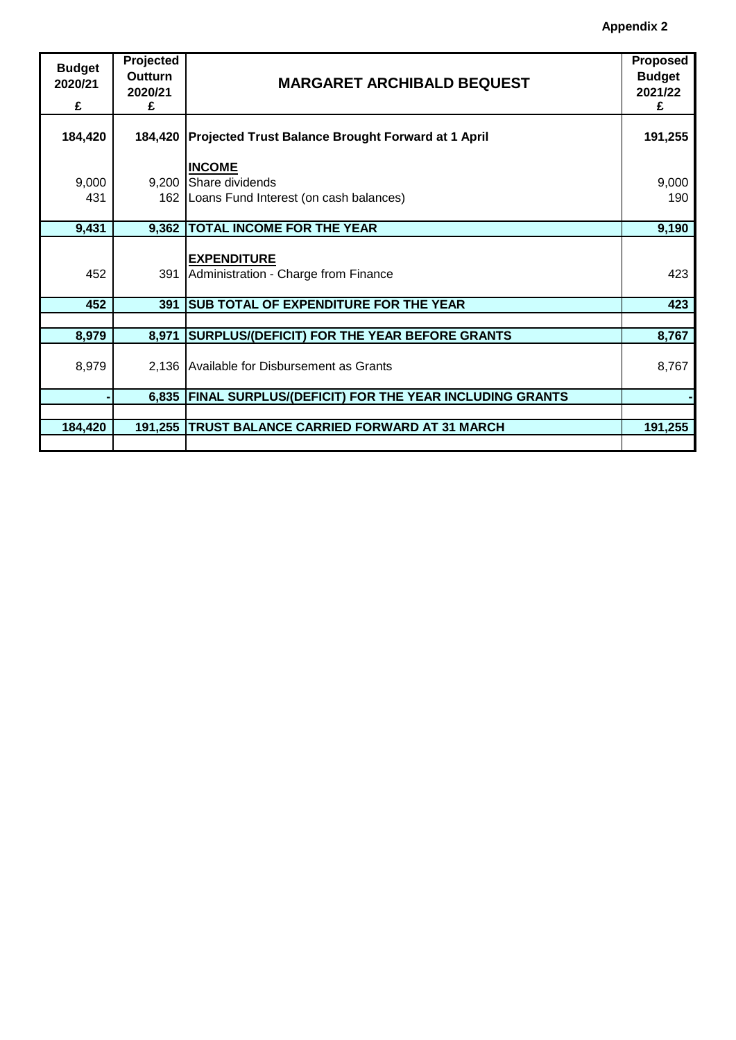**Appendix 2**

| Budget 2020/21 £ | Projected Outturn 2020/21 £ | MARGARET ARCHIBALD BEQUEST | Proposed Budget 2021/22 £ |
|---|---|---|---|
| **184,420** | **184,420** | **Projected Trust Balance Brought Forward at 1 April** | **191,255** |
| | | **INCOME** | |
| 9,000 | 9,200 | Share dividends | 9,000 |
| 431 | 162 | Loans Fund Interest (on cash balances) | 190 |
| **9,431** | **9,362** | **TOTAL INCOME FOR THE YEAR** | **9,190** |
| | | **EXPENDITURE** | |
| 452 | 391 | Administration - Charge from Finance | 423 |
| **452** | **391** | **SUB TOTAL OF EXPENDITURE FOR THE YEAR** | **423** |
| **8,979** | **8,971** | **SURPLUS/(DEFICIT) FOR THE YEAR BEFORE GRANTS** | **8,767** |
| 8,979 | 2,136 | Available for Disbursement as Grants | 8,767 |
| **-** | **6,835** | **FINAL SURPLUS/(DEFICIT) FOR THE YEAR INCLUDING GRANTS** | **-** |
| **184,420** | **191,255** | **TRUST BALANCE CARRIED FORWARD AT 31 MARCH** | **191,255** |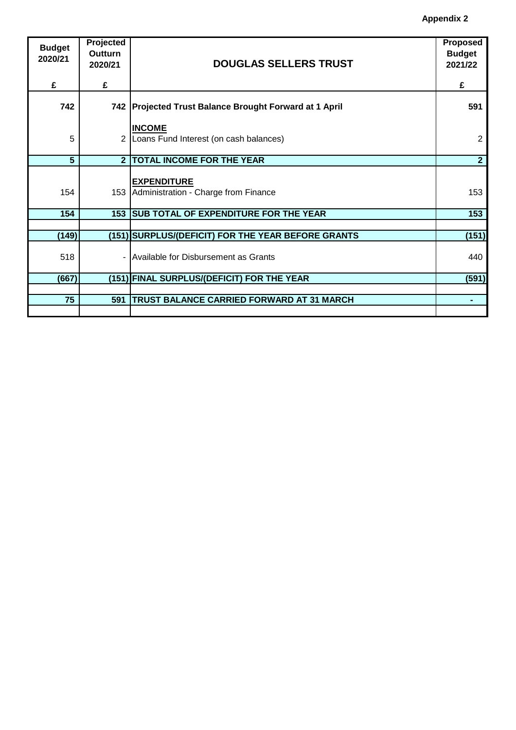**Appendix 2**

| Budget 2020/21 | Projected Outturn 2020/21 | DOUGLAS SELLERS TRUST | Proposed Budget 2021/22 |
|---|---|---|---|
| £ | £ | | £ |
| **742** | **742** | **Projected Trust Balance Brought Forward at 1 April** | **591** |
| | | **INCOME** | |
| 5 | 2 | Loans Fund Interest (on cash balances) | 2 |
| **5** | **2** | **TOTAL INCOME FOR THE YEAR** | **2** |
| | | **EXPENDITURE** | |
| 154 | 153 | Administration - Charge from Finance | 153 |
| **154** | **153** | **SUB TOTAL OF EXPENDITURE FOR THE YEAR** | **153** |
| **(149)** | **(151)** | **SURPLUS/(DEFICIT) FOR THE YEAR BEFORE GRANTS** | **(151)** |
| 518 | - | Available for Disbursement as Grants | 440 |
| **(667)** | **(151)** | **FINAL SURPLUS/(DEFICIT) FOR THE YEAR** | **(591)** |
| **75** | **591** | **TRUST BALANCE CARRIED FORWARD AT 31 MARCH** | **-** |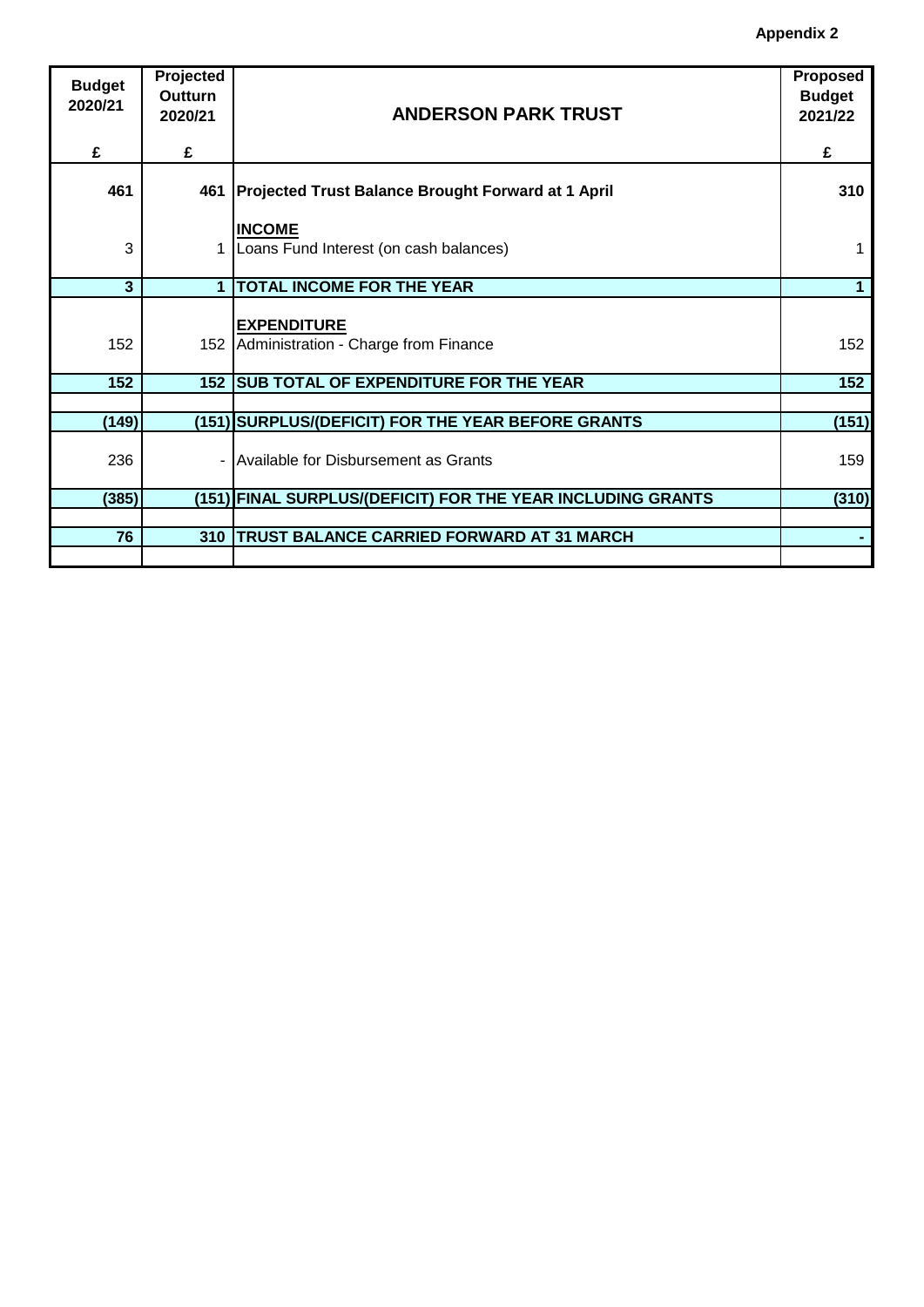**Appendix 2**

| Budget 2020/21 | Projected Outturn 2020/21 | ANDERSON PARK TRUST | Proposed Budget 2021/22 |
|---|---|---|---|
| £ | £ | | £ |
| **461** | **461** | **Projected Trust Balance Brought Forward at 1 April** | **310** |
| | | **INCOME** | |
| 3 | 1 | Loans Fund Interest (on cash balances) | 1 |
| **3** | **1** | **TOTAL INCOME FOR THE YEAR** | **1** |
| | | **EXPENDITURE** | |
| 152 | 152 | Administration - Charge from Finance | 152 |
| **152** | **152** | **SUB TOTAL OF EXPENDITURE FOR THE YEAR** | **152** |
| | | | |
| **(149)** | **(151)** | **SURPLUS/(DEFICIT) FOR THE YEAR BEFORE GRANTS** | **(151)** |
| 236 | - | Available for Disbursement as Grants | 159 |
| **(385)** | **(151)** | **FINAL SURPLUS/(DEFICIT) FOR THE YEAR INCLUDING GRANTS** | **(310)** |
| | | | |
| **76** | **310** | **TRUST BALANCE CARRIED FORWARD AT 31 MARCH** | **-** |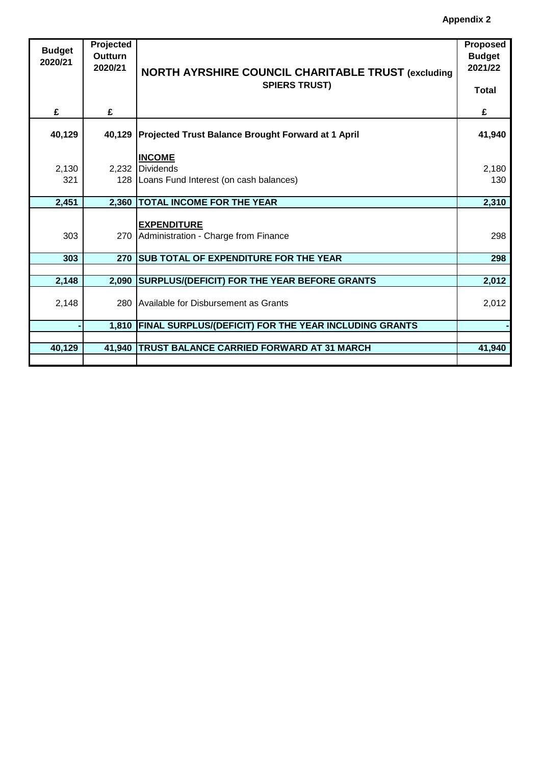**Appendix 2**

| Budget 2020/21 | Projected Outturn 2020/21 | NORTH AYRSHIRE COUNCIL CHARITABLE TRUST (excluding SPIERS TRUST) | Proposed Budget 2021/22 Total |
|---|---|---|---|
| £ | £ | | £ |
| **40,129** | **40,129** | **Projected Trust Balance Brought Forward at 1 April** | **41,940** |
| | | **INCOME** | |
| 2,130 | 2,232 | Dividends | 2,180 |
| 321 | 128 | Loans Fund Interest (on cash balances) | 130 |
| **2,451** | **2,360** | **TOTAL INCOME FOR THE YEAR** | **2,310** |
| | | **EXPENDITURE** | |
| 303 | 270 | Administration - Charge from Finance | 298 |
| **303** | **270** | **SUB TOTAL OF EXPENDITURE FOR THE YEAR** | **298** |
| **2,148** | **2,090** | **SURPLUS/(DEFICIT) FOR THE YEAR BEFORE GRANTS** | **2,012** |
| 2,148 | 280 | Available for Disbursement as Grants | 2,012 |
| **-** | **1,810** | **FINAL SURPLUS/(DEFICIT) FOR THE YEAR INCLUDING GRANTS** | **-** |
| **40,129** | **41,940** | **TRUST BALANCE CARRIED FORWARD AT 31 MARCH** | **41,940** |